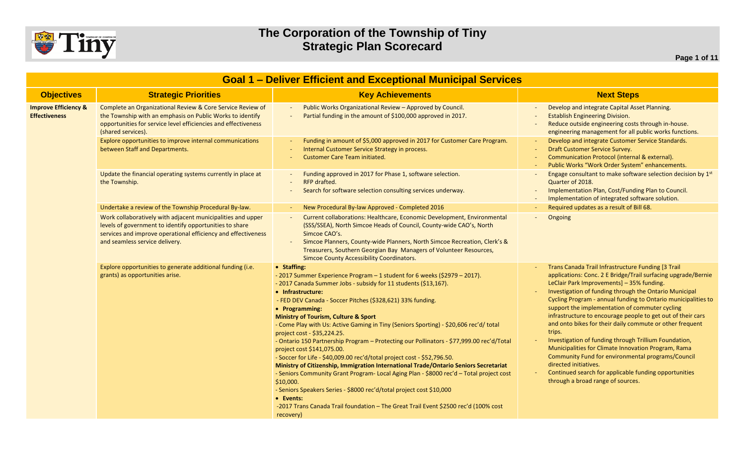# The Corporation of the Township of Tiny
## Strategic Plan Scorecard

## Goal 1 – Deliver Efficient and Exceptional Municipal Services

| Objectives | Strategic Priorities | Key Achievements | Next Steps |
|---|---|---|---|
| **Improve Efficiency & Effectiveness** | Complete an Organizational Review & Core Service Review of the Township with an emphasis on Public Works to identify opportunities for service level efficiencies and effectiveness (shared services). | - Public Works Organizational Review – Approved by Council.<br>- Partial funding in the amount of $100,000 approved in 2017. | - Develop and integrate Capital Asset Planning.<br>- Establish Engineering Division.<br>- Reduce outside engineering costs through in-house. engineering management for all public works functions. |
| | Explore opportunities to improve internal communications between Staff and Departments. | - Funding in amount of $5,000 approved in 2017 for Customer Care Program.<br>- Internal Customer Service Strategy in process.<br>- Customer Care Team initiated. | - Develop and integrate Customer Service Standards.<br>- Draft Customer Service Survey.<br>- Communication Protocol (internal & external).<br>- Public Works "Work Order System" enhancements. |
| | Update the financial operating systems currently in place at the Township. | - Funding approved in 2017 for Phase 1, software selection.<br>- RFP drafted.<br>- Search for software selection consulting services underway. | - Engage consultant to make software selection decision by 1st Quarter of 2018.<br>- Implementation Plan, Cost/Funding Plan to Council.<br>- Implementation of integrated software solution. |
| | Undertake a review of the Township Procedural By-law. | - New Procedural By-law Approved - Completed 2016 | - Required updates as a result of Bill 68. |
| | Work collaboratively with adjacent municipalities and upper levels of government to identify opportunities to share services and improve operational efficiency and effectiveness and seamless service delivery. | - Current collaborations: Healthcare, Economic Development, Environmental (SSS/SSEA), North Simcoe Heads of Council, County-wide CAO's, North Simcoe CAO's.<br>- Simcoe Planners, County-wide Planners, North Simcoe Recreation, Clerk's & Treasurers, Southern Georgian Bay Managers of Volunteer Resources, Simcoe County Accessibility Coordinators. | - Ongoing |
| | Explore opportunities to generate additional funding (i.e. grants) as opportunities arise. | • **Staffing:**<br>- 2017 Summer Experience Program – 1 student for 6 weeks ($2979 – 2017).<br>- 2017 Canada Summer Jobs - subsidy for 11 students ($13,167).<br>• **Infrastructure:**<br>- FED DEV Canada - Soccer Pitches ($328,621) 33% funding.<br>• **Programming:**<br>**Ministry of Tourism, Culture & Sport**<br>- Come Play with Us: Active Gaming in Tiny (Seniors Sporting) - $20,606 rec'd/ total project cost - $35,224.25.<br>- Ontario 150 Partnership Program – Protecting our Pollinators - $77,999.00 rec'd/Total project cost $141,075.00.<br>- Soccer for Life - $40,009.00 rec'd/total project cost - $52,796.50.<br>**Ministry of Citizenship, Immigration International Trade/Ontario Seniors Secretariat**<br>- Seniors Community Grant Program- Local Aging Plan - $8000 rec'd – Total project cost $10,000.<br>- Seniors Speakers Series - $8000 rec'd/total project cost $10,000<br>• **Events:**<br>-2017 Trans Canada Trail foundation – The Great Trail Event $2500 rec'd (100% cost recovery) | - Trans Canada Trail Infrastructure Funding [3 Trail applications: Conc. 2 E Bridge/Trail surfacing upgrade/Bernie LeClair Park Improvements] – 35% funding.<br>- Investigation of funding through the Ontario Municipal Cycling Program - annual funding to Ontario municipalities to support the implementation of commuter cycling infrastructure to encourage people to get out of their cars and onto bikes for their daily commute or other frequent trips.<br>- Investigation of funding through Trillium Foundation, Municipalities for Climate Innovation Program, Rama Community Fund for environmental programs/Council directed initiatives.<br>- Continued search for applicable funding opportunities through a broad range of sources. |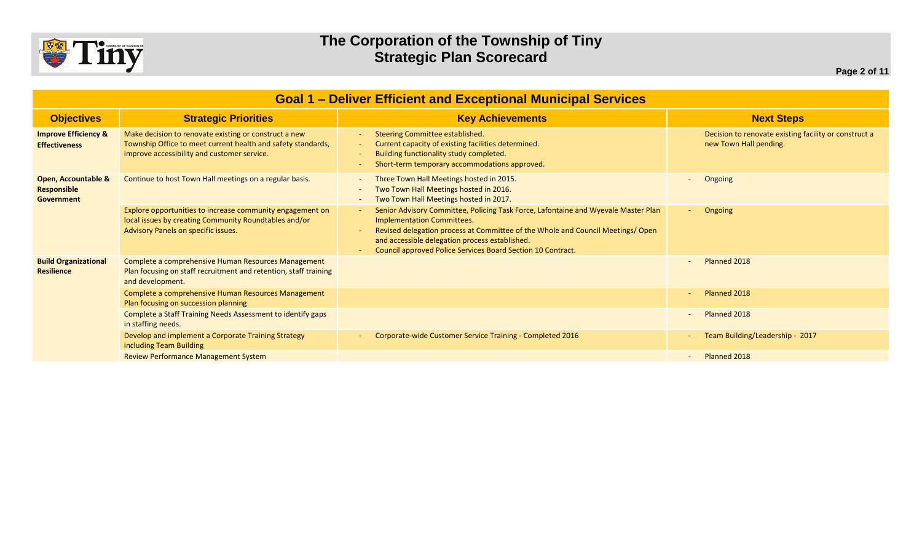# The Corporation of the Township of Tiny
## Strategic Plan Scorecard

## Goal 1 – Deliver Efficient and Exceptional Municipal Services

| Objectives | Strategic Priorities | Key Achievements | Next Steps |
|---|---|---|---|
| **Improve Efficiency & Effectiveness** | Make decision to renovate existing or construct a new Township Office to meet current health and safety standards, improve accessibility and customer service. | - Steering Committee established.<br>- Current capacity of existing facilities determined.<br>- Building functionality study completed.<br>- Short-term temporary accommodations approved. | Decision to renovate existing facility or construct a new Town Hall pending. |
| **Open, Accountable & Responsible Government** | Continue to host Town Hall meetings on a regular basis. | - Three Town Hall Meetings hosted in 2015.<br>- Two Town Hall Meetings hosted in 2016.<br>- Two Town Hall Meetings hosted in 2017. | - Ongoing |
| | Explore opportunities to increase community engagement on local issues by creating Community Roundtables and/or Advisory Panels on specific issues. | - Senior Advisory Committee, Policing Task Force, Lafontaine and Wyevale Master Plan Implementation Committees.<br>- Revised delegation process at Committee of the Whole and Council Meetings/ Open and accessible delegation process established.<br>- Council approved Police Services Board Section 10 Contract. | - Ongoing |
| **Build Organizational Resilience** | Complete a comprehensive Human Resources Management Plan focusing on staff recruitment and retention, staff training and development. | | - Planned 2018 |
| | Complete a comprehensive Human Resources Management Plan focusing on succession planning | | - Planned 2018 |
| | Complete a Staff Training Needs Assessment to identify gaps in staffing needs. | | - Planned 2018 |
| | Develop and implement a Corporate Training Strategy including Team Building | - Corporate-wide Customer Service Training - Completed 2016 | - Team Building/Leadership - 2017 |
| | Review Performance Management System | | - Planned 2018 |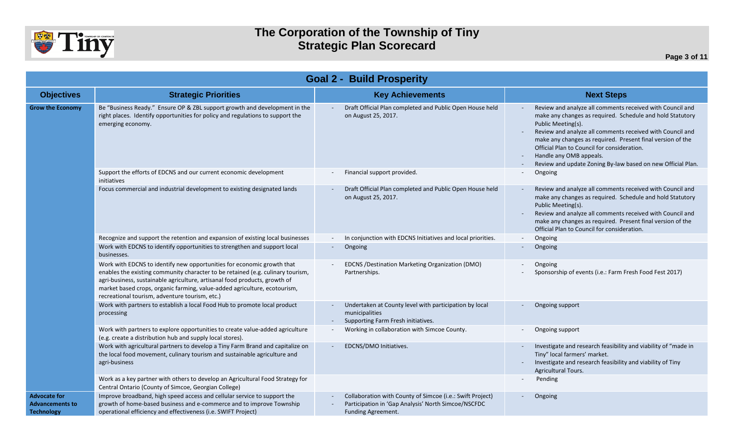# The Corporation of the Township of Tiny
## Strategic Plan Scorecard

### Goal 2 - Build Prosperity

| Objectives | Strategic Priorities | Key Achievements | Next Steps |
|---|---|---|---|
| **Grow the Economy** | Be "Business Ready." Ensure OP & ZBL support growth and development in the right places. Identify opportunities for policy and regulations to support the emerging economy. | - Draft Official Plan completed and Public Open House held on August 25, 2017. | - Review and analyze all comments received with Council and make any changes as required. Schedule and hold Statutory Public Meeting(s).<br>- Review and analyze all comments received with Council and make any changes as required. Present final version of the Official Plan to Council for consideration.<br>- Handle any OMB appeals.<br>- Review and update Zoning By-law based on new Official Plan. |
| | Support the efforts of EDCNS and our current economic development initiatives | - Financial support provided. | - Ongoing |
| | Focus commercial and industrial development to existing designated lands | - Draft Official Plan completed and Public Open House held on August 25, 2017. | - Review and analyze all comments received with Council and make any changes as required. Schedule and hold Statutory Public Meeting(s).<br>- Review and analyze all comments received with Council and make any changes as required. Present final version of the Official Plan to Council for consideration. |
| | Recognize and support the retention and expansion of existing local businesses | - In conjunction with EDCNS Initiatives and local priorities. | - Ongoing |
| | Work with EDCNS to identify opportunities to strengthen and support local businesses. | - Ongoing | - Ongoing |
| | Work with EDCNS to identify new opportunities for economic growth that enables the existing community character to be retained (e.g. culinary tourism, agri-business, sustainable agriculture, artisanal food products, growth of market based crops, organic farming, value-added agriculture, ecotourism, recreational tourism, adventure tourism, etc.) | - EDCNS /Destination Marketing Organization (DMO) Partnerships. | - Ongoing<br>- Sponsorship of events (i.e.: Farm Fresh Food Fest 2017) |
| | Work with partners to establish a local Food Hub to promote local product processing | - Undertaken at County level with participation by local municipalities<br>- Supporting Farm Fresh initiatives. | - Ongoing support |
| | Work with partners to explore opportunities to create value-added agriculture (e.g. create a distribution hub and supply local stores). | - Working in collaboration with Simcoe County. | - Ongoing support |
| | Work with agricultural partners to develop a Tiny Farm Brand and capitalize on the local food movement, culinary tourism and sustainable agriculture and agri-business | - EDCNS/DMO Initiatives. | - Investigate and research feasibility and viability of "made in Tiny" local farmers' market.<br>- Investigate and research feasibility and viability of Tiny Agricultural Tours. |
| | Work as a key partner with others to develop an Agricultural Food Strategy for Central Ontario (County of Simcoe, Georgian College) | | - Pending |
| **Advocate for Advancements to Technology** | Improve broadband, high speed access and cellular service to support the growth of home-based business and e-commerce and to improve Township operational efficiency and effectiveness (i.e. SWIFT Project) | - Collaboration with County of Simcoe (i.e.: Swift Project)<br>- Participation in 'Gap Analysis' North Simcoe/NSCFDC Funding Agreement. | - Ongoing |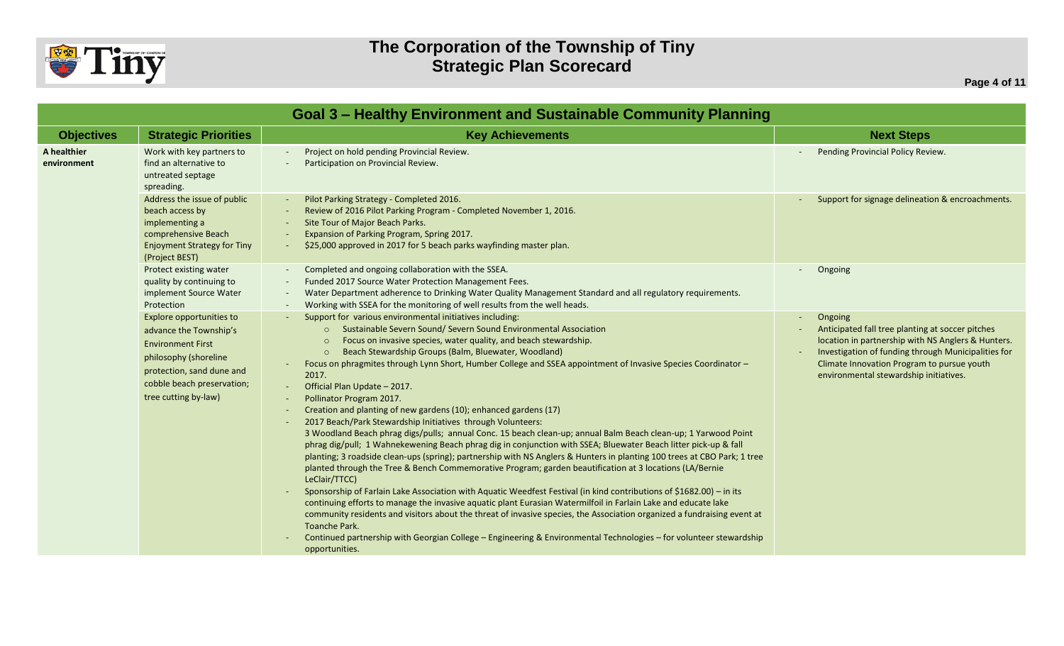# The Corporation of the Township of Tiny
## Strategic Plan Scorecard

## Goal 3 – Healthy Environment and Sustainable Community Planning

| Objectives | Strategic Priorities | Key Achievements | Next Steps |
|---|---|---|---|
| **A healthier environment** | Work with key partners to find an alternative to untreated septage spreading. | - Project on hold pending Provincial Review.<br>- Participation on Provincial Review. | - Pending Provincial Policy Review. |
| | Address the issue of public beach access by implementing a comprehensive Beach Enjoyment Strategy for Tiny (Project BEST) | - Pilot Parking Strategy - Completed 2016.<br>- Review of 2016 Pilot Parking Program - Completed November 1, 2016.<br>- Site Tour of Major Beach Parks.<br>- Expansion of Parking Program, Spring 2017.<br>- $25,000 approved in 2017 for 5 beach parks wayfinding master plan. | - Support for signage delineation & encroachments. |
| | Protect existing water quality by continuing to implement Source Water Protection | - Completed and ongoing collaboration with the SSEA.<br>- Funded 2017 Source Water Protection Management Fees.<br>- Water Department adherence to Drinking Water Quality Management Standard and all regulatory requirements.<br>- Working with SSEA for the monitoring of well results from the well heads. | - Ongoing |
| | Explore opportunities to advance the Township's Environment First philosophy (shoreline protection, sand dune and cobble beach preservation; tree cutting by-law) | - Support for various environmental initiatives including:<br>  o Sustainable Severn Sound/ Severn Sound Environmental Association<br>  o Focus on invasive species, water quality, and beach stewardship.<br>  o Beach Stewardship Groups (Balm, Bluewater, Woodland)<br>- Focus on phragmites through Lynn Short, Humber College and SSEA appointment of Invasive Species Coordinator – 2017.<br>- Official Plan Update – 2017.<br>- Pollinator Program 2017.<br>- Creation and planting of new gardens (10); enhanced gardens (17)<br>- 2017 Beach/Park Stewardship Initiatives through Volunteers:<br>3 Woodland Beach phrag digs/pulls; annual Conc. 15 beach clean-up; annual Balm Beach clean-up; 1 Yarwood Point phrag dig/pull; 1 Wahnekewening Beach phrag dig in conjunction with SSEA; Bluewater Beach litter pick-up & fall planting; 3 roadside clean-ups (spring); partnership with NS Anglers & Hunters in planting 100 trees at CBO Park; 1 tree planted through the Tree & Bench Commemorative Program; garden beautification at 3 locations (LA/Bernie LeClair/TTCC)<br>- Sponsorship of Farlain Lake Association with Aquatic Weedfest Festival (in kind contributions of $1682.00) – in its continuing efforts to manage the invasive aquatic plant Eurasian Watermilfoil in Farlain Lake and educate lake community residents and visitors about the threat of invasive species, the Association organized a fundraising event at Toanche Park.<br>- Continued partnership with Georgian College – Engineering & Environmental Technologies – for volunteer stewardship opportunities. | - Ongoing<br>- Anticipated fall tree planting at soccer pitches location in partnership with NS Anglers & Hunters.<br>- Investigation of funding through Municipalities for Climate Innovation Program to pursue youth environmental stewardship initiatives. |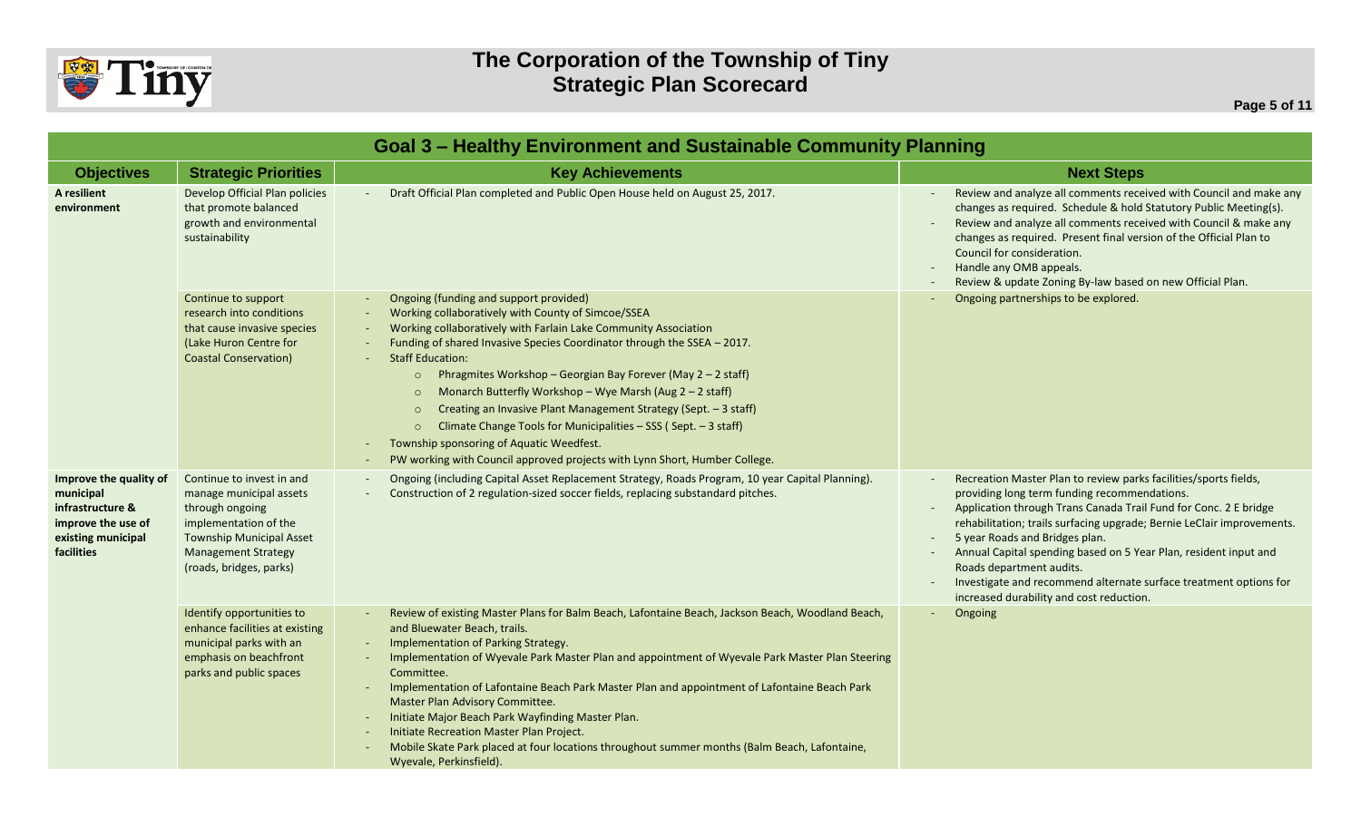# The Corporation of the Township of Tiny
## Strategic Plan Scorecard

| Goal 3 – Healthy Environment and Sustainable Community Planning | | | |
|---|---|---|---|
| **Objectives** | **Strategic Priorities** | **Key Achievements** | **Next Steps** |
| **A resilient environment** | Develop Official Plan policies that promote balanced growth and environmental sustainability | - Draft Official Plan completed and Public Open House held on August 25, 2017. | - Review and analyze all comments received with Council and make any changes as required. Schedule & hold Statutory Public Meeting(s).<br>- Review and analyze all comments received with Council & make any changes as required. Present final version of the Official Plan to Council for consideration.<br>- Handle any OMB appeals.<br>- Review & update Zoning By-law based on new Official Plan. |
| | Continue to support research into conditions that cause invasive species (Lake Huron Centre for Coastal Conservation) | - Ongoing (funding and support provided)<br>- Working collaboratively with County of Simcoe/SSEA<br>- Working collaboratively with Farlain Lake Community Association<br>- Funding of shared Invasive Species Coordinator through the SSEA – 2017.<br>- Staff Education:<br>&nbsp;&nbsp;○ Phragmites Workshop – Georgian Bay Forever (May 2 – 2 staff)<br>&nbsp;&nbsp;○ Monarch Butterfly Workshop – Wye Marsh (Aug 2 – 2 staff)<br>&nbsp;&nbsp;○ Creating an Invasive Plant Management Strategy (Sept. – 3 staff)<br>&nbsp;&nbsp;○ Climate Change Tools for Municipalities – SSS ( Sept. – 3 staff)<br>- Township sponsoring of Aquatic Weedfest.<br>- PW working with Council approved projects with Lynn Short, Humber College. | - Ongoing partnerships to be explored. |
| **Improve the quality of municipal infrastructure & improve the use of existing municipal facilities** | Continue to invest in and manage municipal assets through ongoing implementation of the Township Municipal Asset Management Strategy (roads, bridges, parks) | - Ongoing (including Capital Asset Replacement Strategy, Roads Program, 10 year Capital Planning).<br>- Construction of 2 regulation-sized soccer fields, replacing substandard pitches. | - Recreation Master Plan to review parks facilities/sports fields, providing long term funding recommendations.<br>- Application through Trans Canada Trail Fund for Conc. 2 E bridge rehabilitation; trails surfacing upgrade; Bernie LeClair improvements.<br>- 5 year Roads and Bridges plan.<br>- Annual Capital spending based on 5 Year Plan, resident input and Roads department audits.<br>- Investigate and recommend alternate surface treatment options for increased durability and cost reduction. |
| | Identify opportunities to enhance facilities at existing municipal parks with an emphasis on beachfront parks and public spaces | - Review of existing Master Plans for Balm Beach, Lafontaine Beach, Jackson Beach, Woodland Beach, and Bluewater Beach, trails.<br>- Implementation of Parking Strategy.<br>- Implementation of Wyevale Park Master Plan and appointment of Wyevale Park Master Plan Steering Committee.<br>- Implementation of Lafontaine Beach Park Master Plan and appointment of Lafontaine Beach Park Master Plan Advisory Committee.<br>- Initiate Major Beach Park Wayfinding Master Plan.<br>- Initiate Recreation Master Plan Project.<br>- Mobile Skate Park placed at four locations throughout summer months (Balm Beach, Lafontaine, Wyevale, Perkinsfield). | - Ongoing |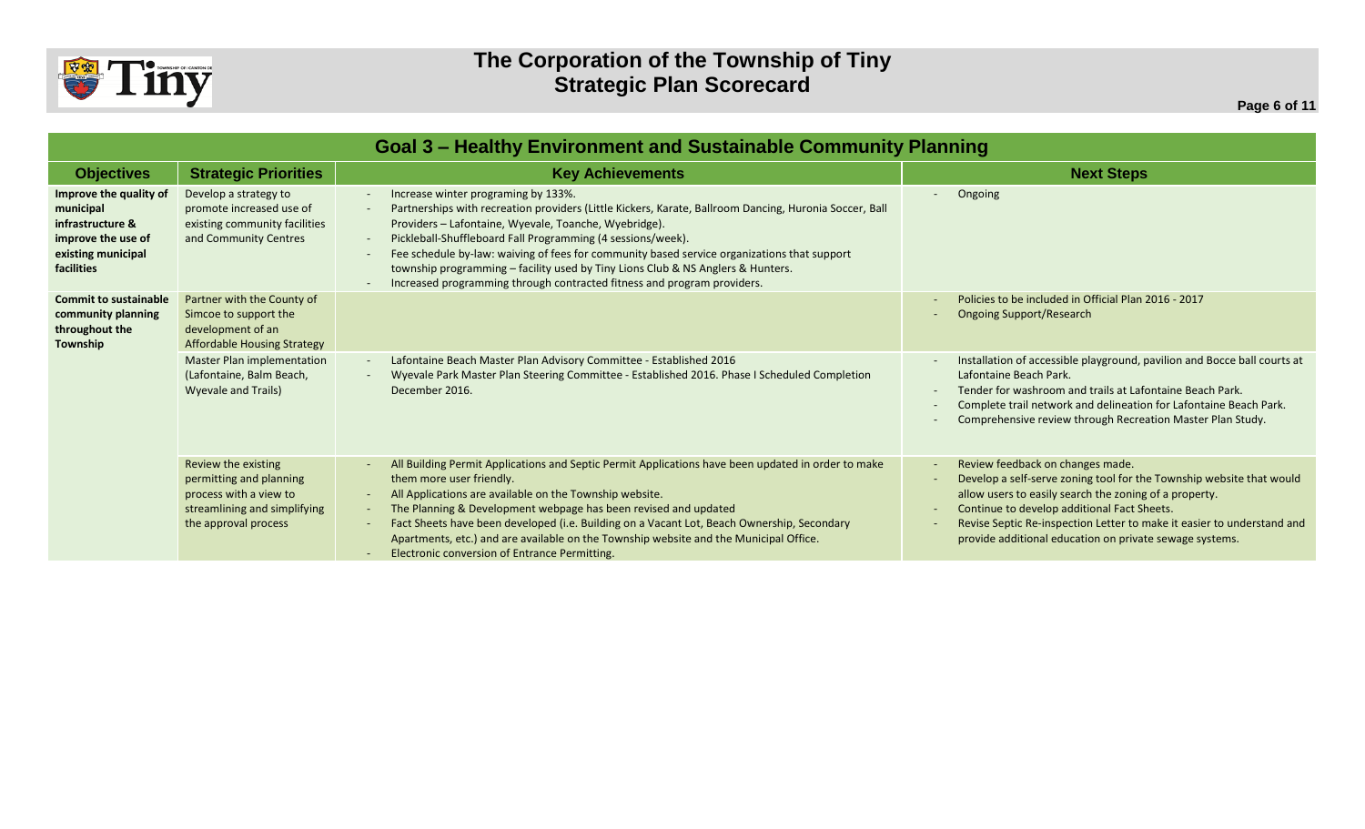# The Corporation of the Township of Tiny
## Strategic Plan Scorecard

## Goal 3 – Healthy Environment and Sustainable Community Planning

| Objectives | Strategic Priorities | Key Achievements | Next Steps |
|---|---|---|---|
| **Improve the quality of municipal infrastructure & improve the use of existing municipal facilities** | Develop a strategy to promote increased use of existing community facilities and Community Centres | - Increase winter programing by 133%.<br>- Partnerships with recreation providers (Little Kickers, Karate, Ballroom Dancing, Huronia Soccer, Ball Providers – Lafontaine, Wyevale, Toanche, Wyebridge).<br>- Pickleball-Shuffleboard Fall Programming (4 sessions/week).<br>- Fee schedule by-law: waiving of fees for community based service organizations that support township programming – facility used by Tiny Lions Club & NS Anglers & Hunters.<br>- Increased programming through contracted fitness and program providers. | - Ongoing |
| **Commit to sustainable community planning throughout the Township** | Partner with the County of Simcoe to support the development of an Affordable Housing Strategy | | - Policies to be included in Official Plan 2016 - 2017<br>- Ongoing Support/Research |
| | Master Plan implementation (Lafontaine, Balm Beach, Wyevale and Trails) | - Lafontaine Beach Master Plan Advisory Committee - Established 2016<br>- Wyevale Park Master Plan Steering Committee - Established 2016. Phase I Scheduled Completion December 2016. | - Installation of accessible playground, pavilion and Bocce ball courts at Lafontaine Beach Park.<br>- Tender for washroom and trails at Lafontaine Beach Park.<br>- Complete trail network and delineation for Lafontaine Beach Park.<br>- Comprehensive review through Recreation Master Plan Study. |
| | Review the existing permitting and planning process with a view to streamlining and simplifying the approval process | - All Building Permit Applications and Septic Permit Applications have been updated in order to make them more user friendly.<br>- All Applications are available on the Township website.<br>- The Planning & Development webpage has been revised and updated<br>- Fact Sheets have been developed (i.e. Building on a Vacant Lot, Beach Ownership, Secondary Apartments, etc.) and are available on the Township website and the Municipal Office.<br>- Electronic conversion of Entrance Permitting. | - Review feedback on changes made.<br>- Develop a self-serve zoning tool for the Township website that would allow users to easily search the zoning of a property.<br>- Continue to develop additional Fact Sheets.<br>- Revise Septic Re-inspection Letter to make it easier to understand and provide additional education on private sewage systems. |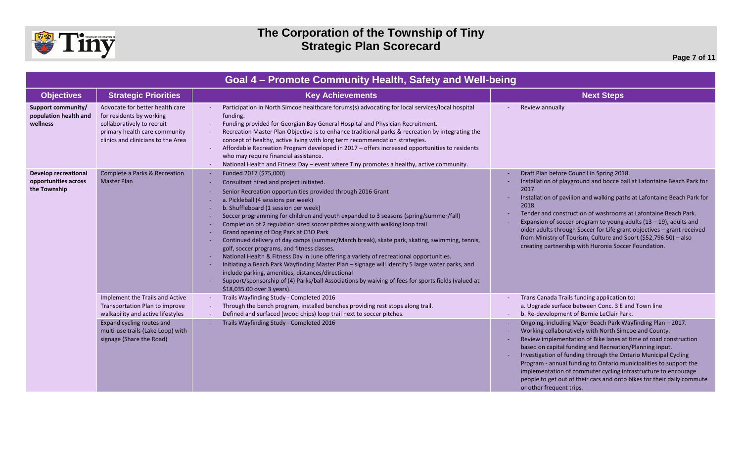# The Corporation of the Township of Tiny
## Strategic Plan Scorecard

## Goal 4 – Promote Community Health, Safety and Well-being

| Objectives | Strategic Priorities | Key Achievements | Next Steps |
| --- | --- | --- | --- |
| **Support community/ population health and wellness** | Advocate for better health care for residents by working collaboratively to recruit primary health care community clinics and clinicians to the Area | - Participation in North Simcoe healthcare forums(s) advocating for local services/local hospital funding.<br>- Funding provided for Georgian Bay General Hospital and Physician Recruitment.<br>- Recreation Master Plan Objective is to enhance traditional parks & recreation by integrating the concept of healthy, active living with long term recommendation strategies.<br>- Affordable Recreation Program developed in 2017 – offers increased opportunities to residents who may require financial assistance.<br>- National Health and Fitness Day – event where Tiny promotes a healthy, active community. | - Review annually |
| **Develop recreational opportunities across the Township** | Complete a Parks & Recreation Master Plan | - Funded 2017 ($75,000)<br>- Consultant hired and project initiated.<br>- Senior Recreation opportunities provided through 2016 Grant<br>- a. Pickleball (4 sessions per week)<br>- b. Shuffleboard (1 session per week)<br>- Soccer programming for children and youth expanded to 3 seasons (spring/summer/fall)<br>- Completion of 2 regulation sized soccer pitches along with walking loop trail<br>- Grand opening of Dog Park at CBO Park<br>- Continued delivery of day camps (summer/March break), skate park, skating, swimming, tennis, golf, soccer programs, and fitness classes.<br>- National Health & Fitness Day in June offering a variety of recreational opportunities.<br>- Initiating a Beach Park Wayfinding Master Plan – signage will identify 5 large water parks, and include parking, amenities, distances/directional<br>- Support/sponsorship of (4) Parks/ball Associations by waiving of fees for sports fields (valued at $18,035.00 over 3 years). | - Draft Plan before Council in Spring 2018.<br>- Installation of playground and bocce ball at Lafontaine Beach Park for 2017.<br>- Installation of pavilion and walking paths at Lafontaine Beach Park for 2018.<br>- Tender and construction of washrooms at Lafontaine Beach Park.<br>- Expansion of soccer program to young adults (13 – 19), adults and older adults through Soccer for Life grant objectives – grant received from Ministry of Tourism, Culture and Sport ($52,796.50) – also creating partnership with Huronia Soccer Foundation. |
| | Implement the Trails and Active Transportation Plan to improve walkability and active lifestyles | - Trails Wayfinding Study - Completed 2016<br>- Through the bench program, installed benches providing rest stops along trail.<br>- Defined and surfaced (wood chips) loop trail next to soccer pitches. | - Trans Canada Trails funding application to:<br>a. Upgrade surface between Conc. 3 E and Town line<br>- b. Re-development of Bernie LeClair Park. |
| | Expand cycling routes and multi-use trails (Lake Loop) with signage (Share the Road) | - Trails Wayfinding Study - Completed 2016 | - Ongoing, including Major Beach Park Wayfinding Plan – 2017.<br>- Working collaboratively with North Simcoe and County.<br>- Review implementation of Bike lanes at time of road construction based on capital funding and Recreation/Planning input.<br>- Investigation of funding through the Ontario Municipal Cycling Program - annual funding to Ontario municipalities to support the implementation of commuter cycling infrastructure to encourage people to get out of their cars and onto bikes for their daily commute or other frequent trips. |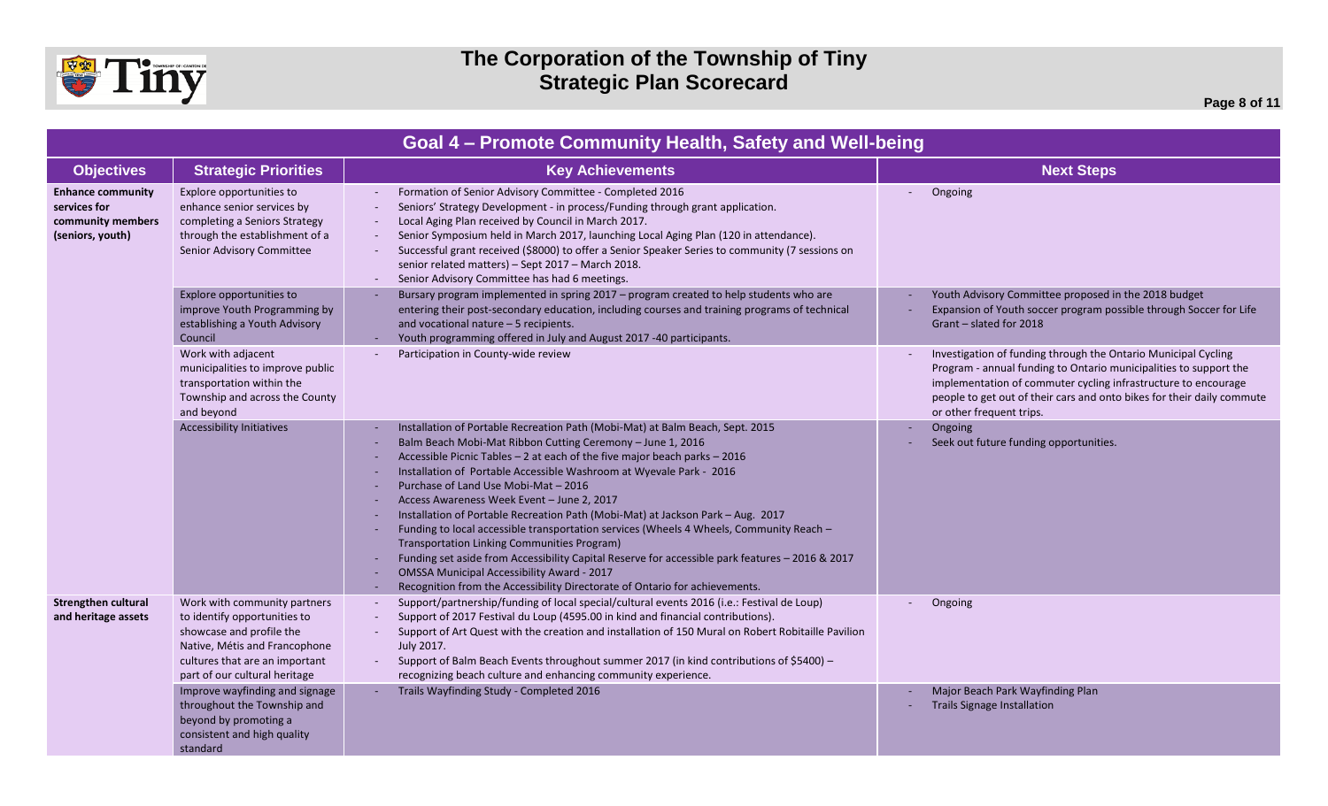# The Corporation of the Township of Tiny
## Strategic Plan Scorecard

## Goal 4 – Promote Community Health, Safety and Well-being

| Objectives | Strategic Priorities | Key Achievements | Next Steps |
|---|---|---|---|
| **Enhance community services for community members (seniors, youth)** | Explore opportunities to enhance senior services by completing a Seniors Strategy through the establishment of a Senior Advisory Committee | - Formation of Senior Advisory Committee - Completed 2016<br>- Seniors' Strategy Development - in process/Funding through grant application.<br>- Local Aging Plan received by Council in March 2017.<br>- Senior Symposium held in March 2017, launching Local Aging Plan (120 in attendance).<br>- Successful grant received ($8000) to offer a Senior Speaker Series to community (7 sessions on senior related matters) – Sept 2017 – March 2018.<br>- Senior Advisory Committee has had 6 meetings. | - Ongoing |
| | Explore opportunities to improve Youth Programming by establishing a Youth Advisory Council | - Bursary program implemented in spring 2017 – program created to help students who are entering their post-secondary education, including courses and training programs of technical and vocational nature – 5 recipients.<br>- Youth programming offered in July and August 2017 -40 participants. | - Youth Advisory Committee proposed in the 2018 budget<br>- Expansion of Youth soccer program possible through Soccer for Life Grant – slated for 2018 |
| | Work with adjacent municipalities to improve public transportation within the Township and across the County and beyond | - Participation in County-wide review | - Investigation of funding through the Ontario Municipal Cycling Program - annual funding to Ontario municipalities to support the implementation of commuter cycling infrastructure to encourage people to get out of their cars and onto bikes for their daily commute or other frequent trips. |
| | Accessibility Initiatives | - Installation of Portable Recreation Path (Mobi-Mat) at Balm Beach, Sept. 2015<br>- Balm Beach Mobi-Mat Ribbon Cutting Ceremony – June 1, 2016<br>- Accessible Picnic Tables – 2 at each of the five major beach parks – 2016<br>- Installation of Portable Accessible Washroom at Wyevale Park - 2016<br>- Purchase of Land Use Mobi-Mat – 2016<br>- Access Awareness Week Event – June 2, 2017<br>- Installation of Portable Recreation Path (Mobi-Mat) at Jackson Park – Aug. 2017<br>- Funding to local accessible transportation services (Wheels 4 Wheels, Community Reach – Transportation Linking Communities Program)<br>- Funding set aside from Accessibility Capital Reserve for accessible park features – 2016 & 2017<br>- OMSSA Municipal Accessibility Award - 2017<br>- Recognition from the Accessibility Directorate of Ontario for achievements. | - Ongoing<br>- Seek out future funding opportunities. |
| **Strengthen cultural and heritage assets** | Work with community partners to identify opportunities to showcase and profile the Native, Métis and Francophone cultures that are an important part of our cultural heritage | - Support/partnership/funding of local special/cultural events 2016 (i.e.: Festival de Loup)<br>- Support of 2017 Festival du Loup (4595.00 in kind and financial contributions).<br>- Support of Art Quest with the creation and installation of 150 Mural on Robert Robitaille Pavilion July 2017.<br>- Support of Balm Beach Events throughout summer 2017 (in kind contributions of $5400) – recognizing beach culture and enhancing community experience. | - Ongoing |
| | Improve wayfinding and signage throughout the Township and beyond by promoting a consistent and high quality standard | - Trails Wayfinding Study - Completed 2016 | - Major Beach Park Wayfinding Plan<br>- Trails Signage Installation |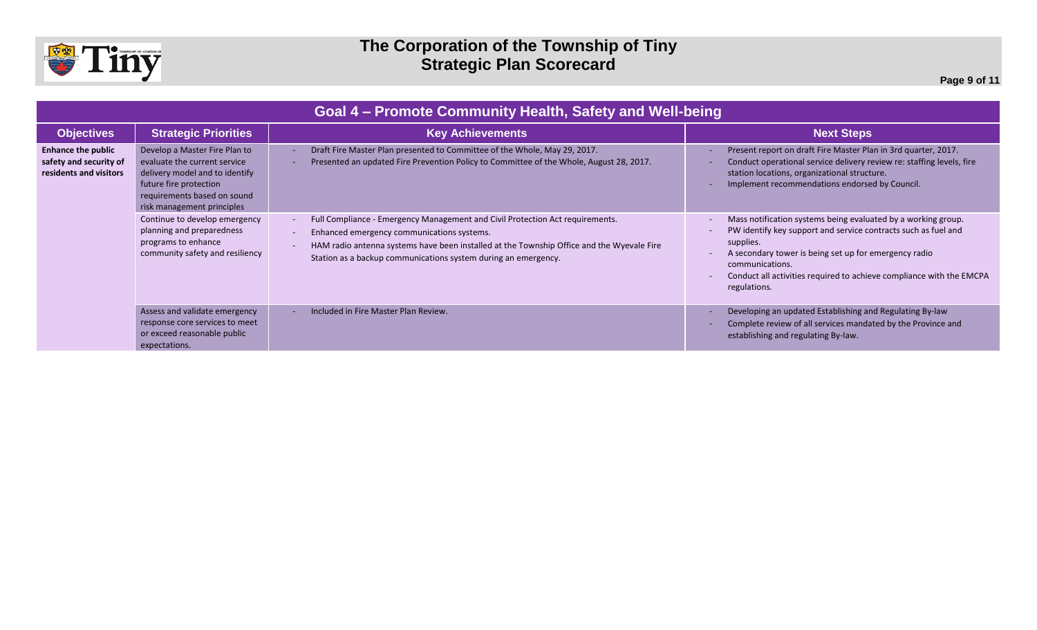# The Corporation of the Township of Tiny
## Strategic Plan Scorecard

| Goal 4 – Promote Community Health, Safety and Well-being | | | |
|---|---|---|---|
| **Objectives** | **Strategic Priorities** | **Key Achievements** | **Next Steps** |
| **Enhance the public safety and security of residents and visitors** | Develop a Master Fire Plan to evaluate the current service delivery model and to identify future fire protection requirements based on sound risk management principles | - Draft Fire Master Plan presented to Committee of the Whole, May 29, 2017.<br>- Presented an updated Fire Prevention Policy to Committee of the Whole, August 28, 2017. | - Present report on draft Fire Master Plan in 3rd quarter, 2017.<br>- Conduct operational service delivery review re: staffing levels, fire station locations, organizational structure.<br>- Implement recommendations endorsed by Council. |
| | Continue to develop emergency planning and preparedness programs to enhance community safety and resiliency | - Full Compliance - Emergency Management and Civil Protection Act requirements.<br>- Enhanced emergency communications systems.<br>- HAM radio antenna systems have been installed at the Township Office and the Wyevale Fire Station as a backup communications system during an emergency. | - Mass notification systems being evaluated by a working group.<br>- PW identify key support and service contracts such as fuel and supplies.<br>- A secondary tower is being set up for emergency radio communications.<br>- Conduct all activities required to achieve compliance with the EMCPA regulations. |
| | Assess and validate emergency response core services to meet or exceed reasonable public expectations. | - Included in Fire Master Plan Review. | - Developing an updated Establishing and Regulating By-law<br>- Complete review of all services mandated by the Province and establishing and regulating By-law. |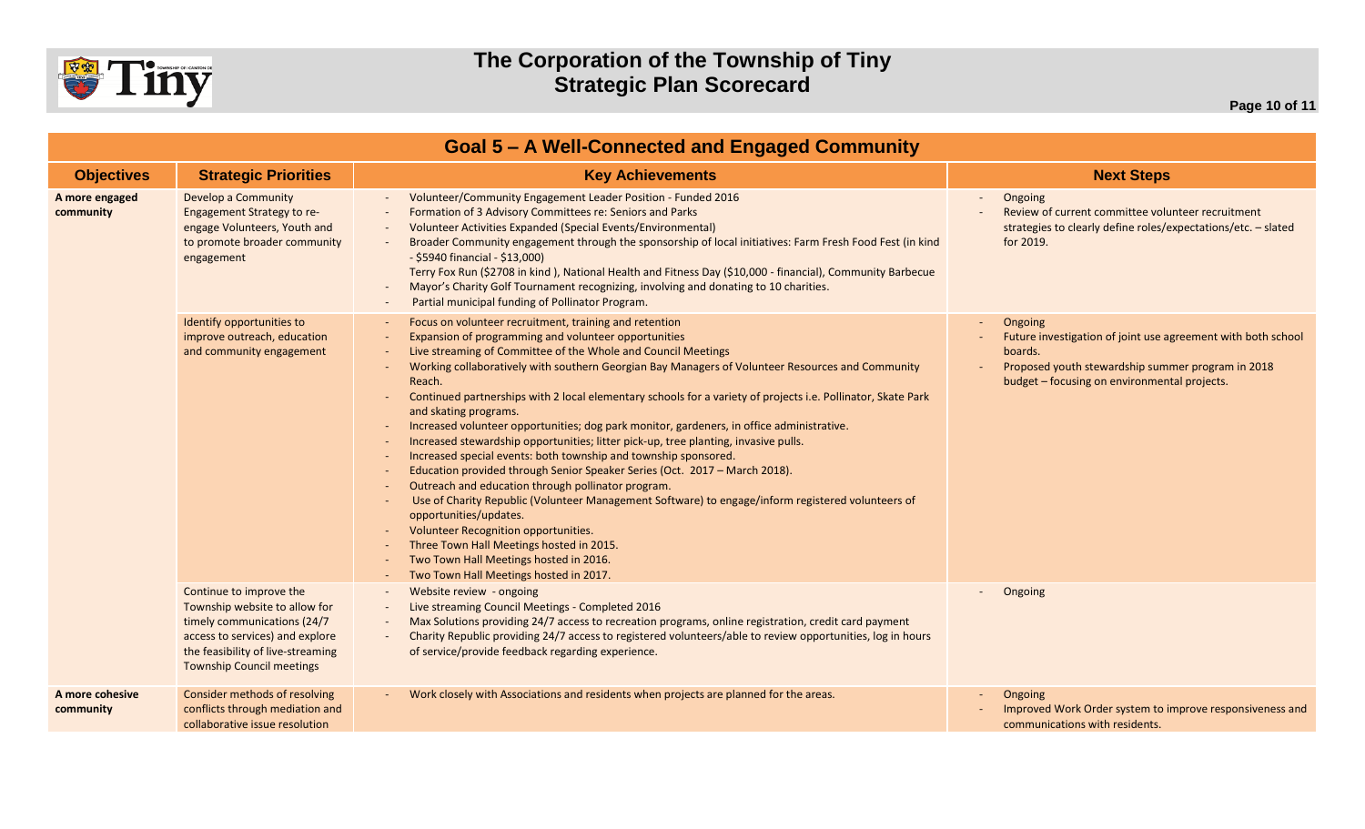# The Corporation of the Township of Tiny
## Strategic Plan Scorecard

### Goal 5 – A Well-Connected and Engaged Community

| Objectives | Strategic Priorities | Key Achievements | Next Steps |
|---|---|---|---|
| **A more engaged community** | Develop a Community Engagement Strategy to re-engage Volunteers, Youth and to promote broader community engagement | - Volunteer/Community Engagement Leader Position - Funded 2016<br>- Formation of 3 Advisory Committees re: Seniors and Parks<br>- Volunteer Activities Expanded (Special Events/Environmental)<br>- Broader Community engagement through the sponsorship of local initiatives: Farm Fresh Food Fest (in kind - $5940 financial - $13,000) Terry Fox Run ($2708 in kind ), National Health and Fitness Day ($10,000 - financial), Community Barbecue<br>- Mayor's Charity Golf Tournament recognizing, involving and donating to 10 charities.<br>- Partial municipal funding of Pollinator Program. | - Ongoing<br>- Review of current committee volunteer recruitment strategies to clearly define roles/expectations/etc. – slated for 2019. |
| | Identify opportunities to improve outreach, education and community engagement | - Focus on volunteer recruitment, training and retention<br>- Expansion of programming and volunteer opportunities<br>- Live streaming of Committee of the Whole and Council Meetings<br>- Working collaboratively with southern Georgian Bay Managers of Volunteer Resources and Community Reach.<br>- Continued partnerships with 2 local elementary schools for a variety of projects i.e. Pollinator, Skate Park and skating programs.<br>- Increased volunteer opportunities; dog park monitor, gardeners, in office administrative.<br>- Increased stewardship opportunities; litter pick-up, tree planting, invasive pulls.<br>- Increased special events: both township and township sponsored.<br>- Education provided through Senior Speaker Series (Oct. 2017 – March 2018).<br>- Outreach and education through pollinator program.<br>- Use of Charity Republic (Volunteer Management Software) to engage/inform registered volunteers of opportunities/updates.<br>- Volunteer Recognition opportunities.<br>- Three Town Hall Meetings hosted in 2015.<br>- Two Town Hall Meetings hosted in 2016.<br>- Two Town Hall Meetings hosted in 2017. | - Ongoing<br>- Future investigation of joint use agreement with both school boards.<br>- Proposed youth stewardship summer program in 2018 budget – focusing on environmental projects. |
| | Continue to improve the Township website to allow for timely communications (24/7 access to services) and explore the feasibility of live-streaming Township Council meetings | - Website review - ongoing<br>- Live streaming Council Meetings - Completed 2016<br>- Max Solutions providing 24/7 access to recreation programs, online registration, credit card payment<br>- Charity Republic providing 24/7 access to registered volunteers/able to review opportunities, log in hours of service/provide feedback regarding experience. | - Ongoing |
| **A more cohesive community** | Consider methods of resolving conflicts through mediation and collaborative issue resolution | - Work closely with Associations and residents when projects are planned for the areas. | - Ongoing<br>- Improved Work Order system to improve responsiveness and communications with residents. |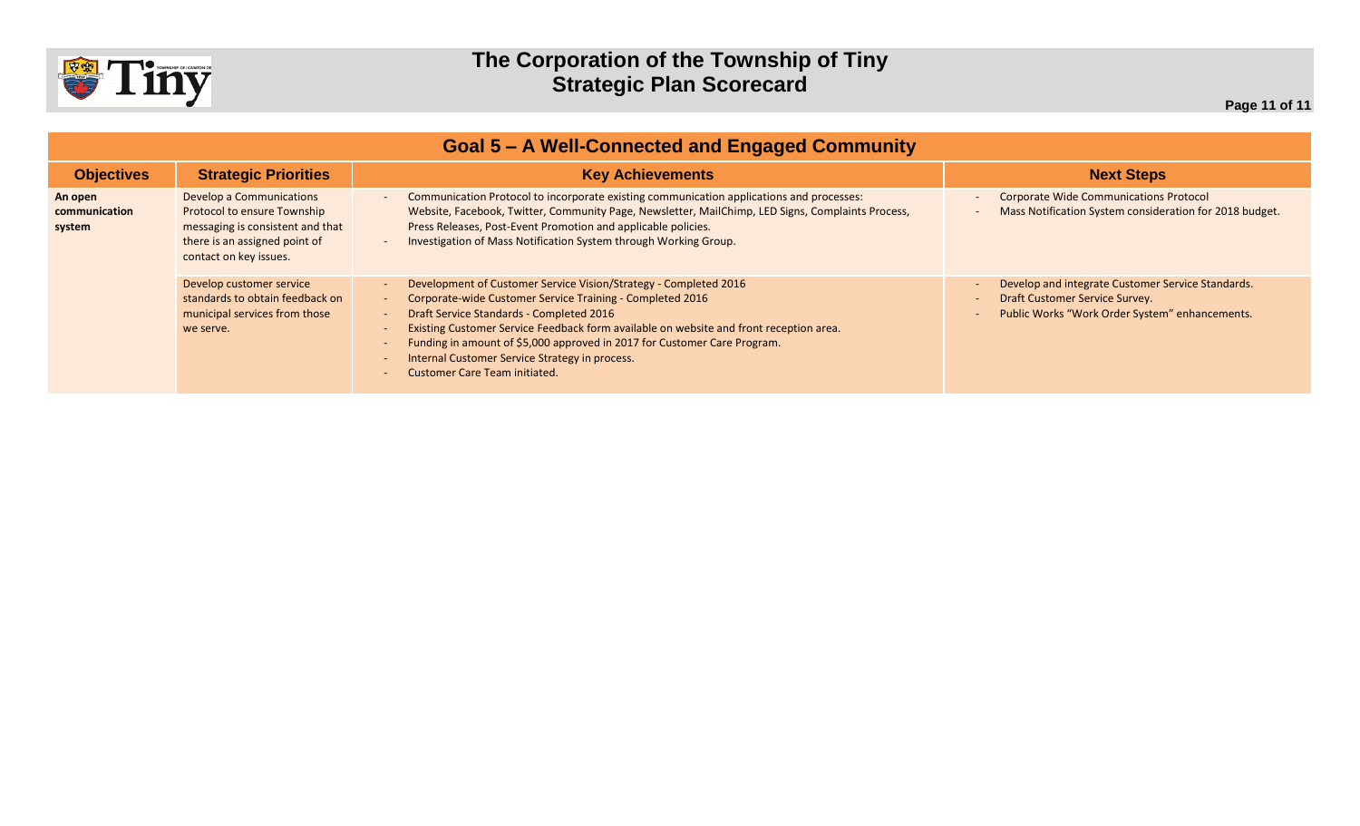# The Corporation of the Township of Tiny
## Strategic Plan Scorecard

## Goal 5 – A Well-Connected and Engaged Community

| Objectives | Strategic Priorities | Key Achievements | Next Steps |
|---|---|---|---|
| **An open communication system** | Develop a Communications Protocol to ensure Township messaging is consistent and that there is an assigned point of contact on key issues. | - Communication Protocol to incorporate existing communication applications and processes: Website, Facebook, Twitter, Community Page, Newsletter, MailChimp, LED Signs, Complaints Process, Press Releases, Post-Event Promotion and applicable policies.<br>- Investigation of Mass Notification System through Working Group. | - Corporate Wide Communications Protocol<br>- Mass Notification System consideration for 2018 budget. |
| | Develop customer service standards to obtain feedback on municipal services from those we serve. | - Development of Customer Service Vision/Strategy - Completed 2016<br>- Corporate-wide Customer Service Training - Completed 2016<br>- Draft Service Standards - Completed 2016<br>- Existing Customer Service Feedback form available on website and front reception area.<br>- Funding in amount of $5,000 approved in 2017 for Customer Care Program.<br>- Internal Customer Service Strategy in process.<br>- Customer Care Team initiated. | - Develop and integrate Customer Service Standards.<br>- Draft Customer Service Survey.<br>- Public Works "Work Order System" enhancements. |